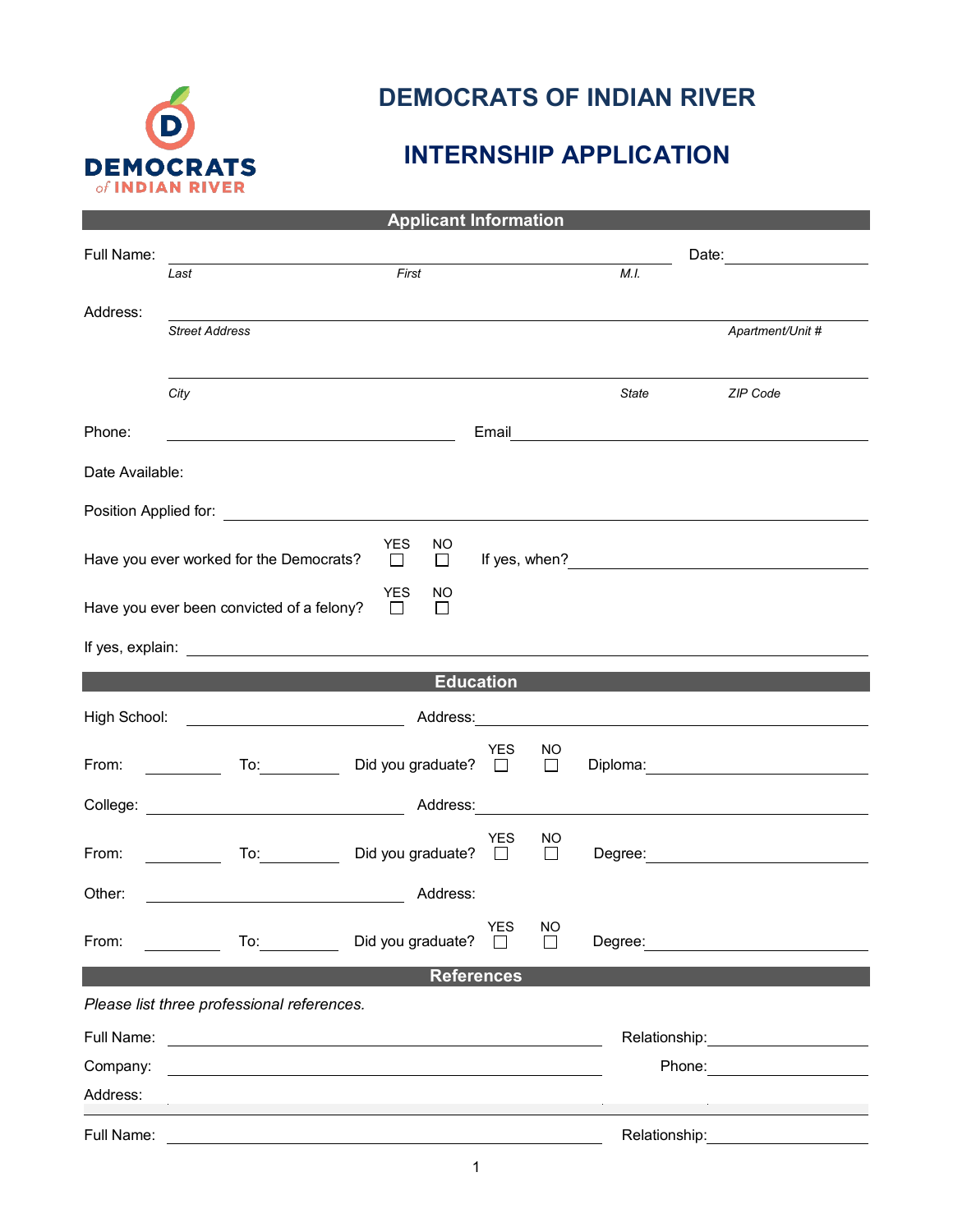# DEMOCRATS OF INDIAN RIVER

# INTERNSHIP APPLICATION

## Applicant Information

Full Name: ______________________________________________ Date: ______________

*Last* *First* *M.I.*

Address: ______________________________________________________________

*Street Address* *Apartment/Unit #*

______________________________________________________________

*City* *State* *ZIP Code*

Phone: ______________________ Email ______________________

Date Available:

Position Applied for: ______________________________________________

Have you ever worked for the Democrats? YES ☐ NO ☐ If yes, when? ______________________

Have you ever been convicted of a felony? YES ☐ NO ☐

If yes, explain: ______________________________________________

## Education

High School: ______________________ Address: ______________________

From: __________ To: __________ Did you graduate? YES ☐ NO ☐ Diploma: ______________________

College: ______________________ Address: ______________________

From: __________ To: __________ Did you graduate? YES ☐ NO ☐ Degree: ______________________

Other: ______________________ Address:

From: __________ To: __________ Did you graduate? YES ☐ NO ☐ Degree: ______________________

## References

*Please list three professional references.*

Full Name: ______________________________________ Relationship: ______________

Company: ______________________________________ Phone: ______________

Address:

Full Name: ______________________________________ Relationship: ______________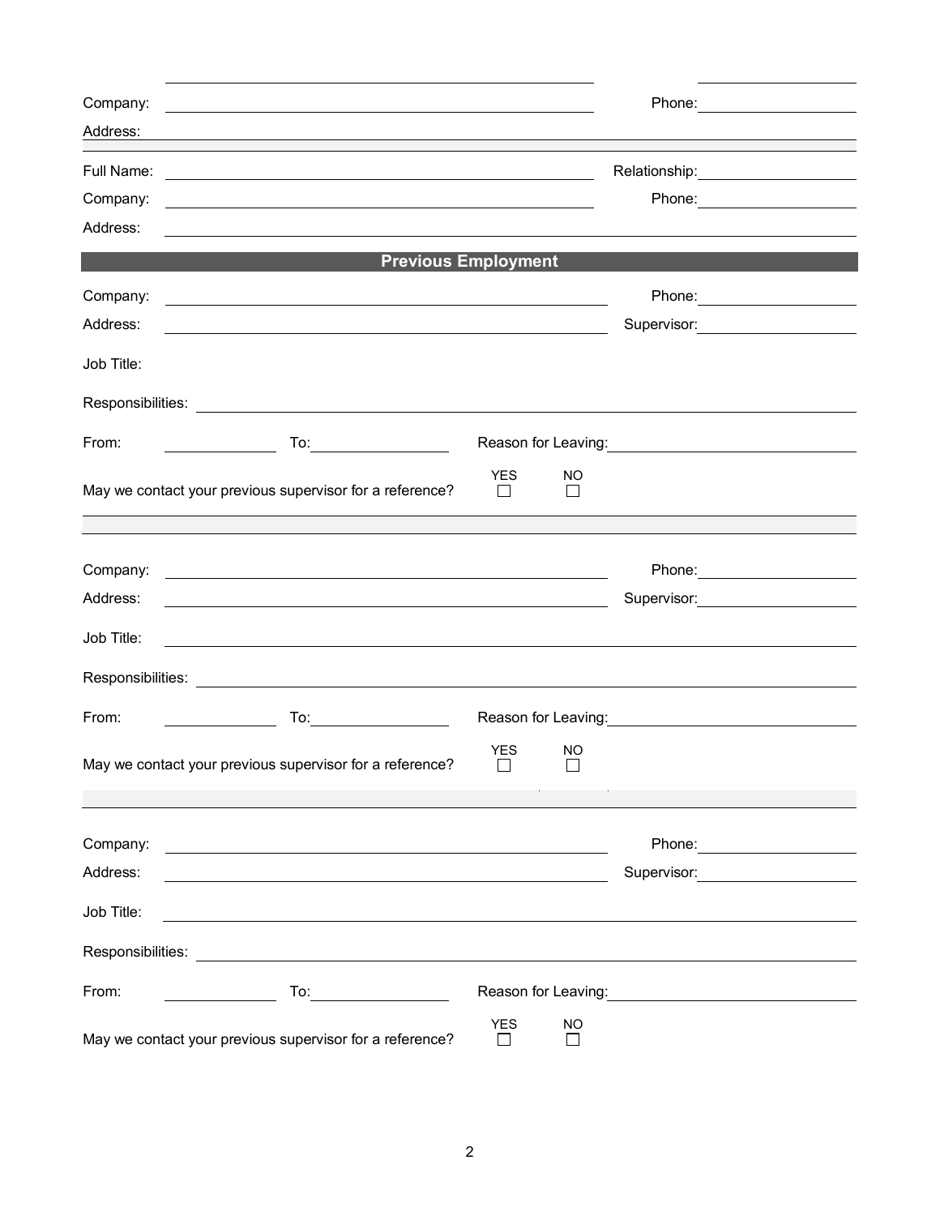Company: ______________________ Phone: ______________

Address: ______________________

Full Name: ______________________ Relationship: ______________

Company: ______________________ Phone: ______________

Address: ______________________

## Previous Employment

Company: ______________________ Phone: ______________

Address: ______________________ Supervisor: ______________

Job Title:

Responsibilities: ______________________

From: ________ To: ________ Reason for Leaving: ______________

May we contact your previous supervisor for a reference? YES ☐ NO ☐

---

Company: ______________________ Phone: ______________

Address: ______________________ Supervisor: ______________

Job Title: ______________________

Responsibilities: ______________________

From: ________ To: ________ Reason for Leaving: ______________

May we contact your previous supervisor for a reference? YES ☐ NO ☐

---

Company: ______________________ Phone: ______________

Address: ______________________ Supervisor: ______________

Job Title: ______________________

Responsibilities: ______________________

From: ________ To: ________ Reason for Leaving: ______________

May we contact your previous supervisor for a reference? YES ☐ NO ☐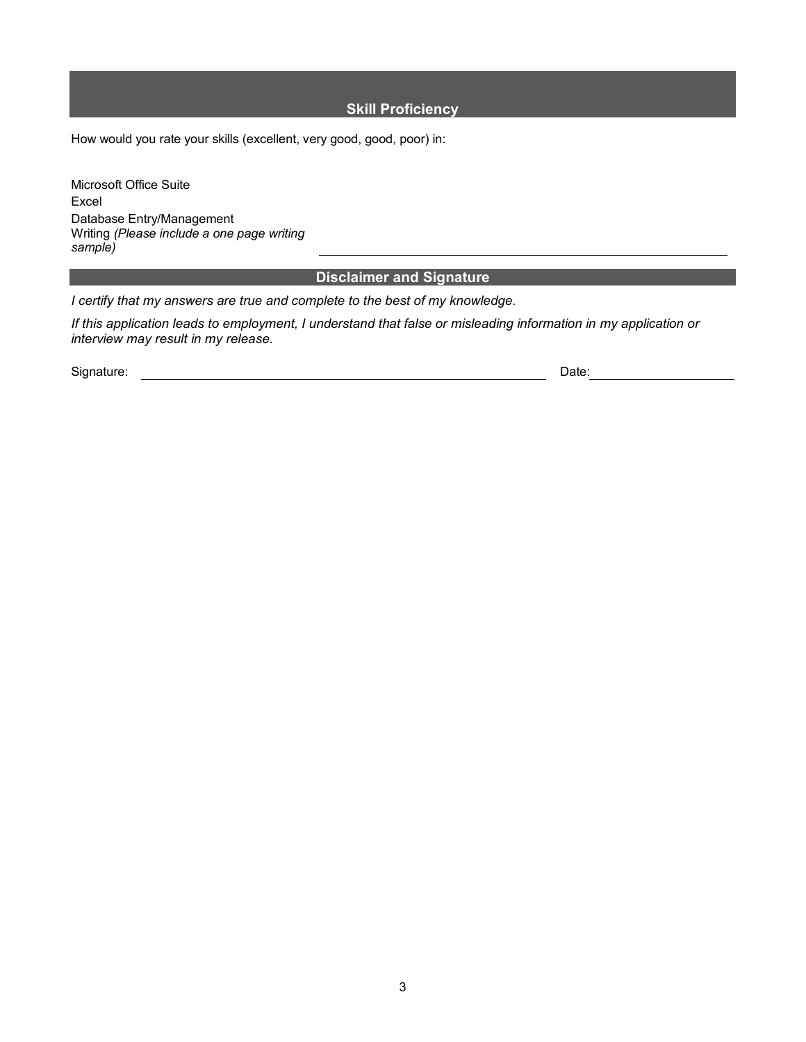## Skill Proficiency

How would you rate your skills (excellent, very good, good, poor) in:

Microsoft Office Suite

Excel

Database Entry/Management

Writing *(Please include a one page writing sample)* \_\_\_\_\_\_\_\_\_\_\_\_\_\_\_\_\_\_\_\_\_\_\_\_\_\_\_\_\_\_\_\_\_\_\_\_\_\_\_\_

## Disclaimer and Signature

*I certify that my answers are true and complete to the best of my knowledge.*

*If this application leads to employment, I understand that false or misleading information in my application or interview may result in my release.*

Signature: \_\_\_\_\_\_\_\_\_\_\_\_\_\_\_\_\_\_\_\_\_\_\_\_\_\_\_\_\_\_\_\_\_\_\_\_\_\_\_\_ Date: \_\_\_\_\_\_\_\_\_\_\_\_\_\_\_\_